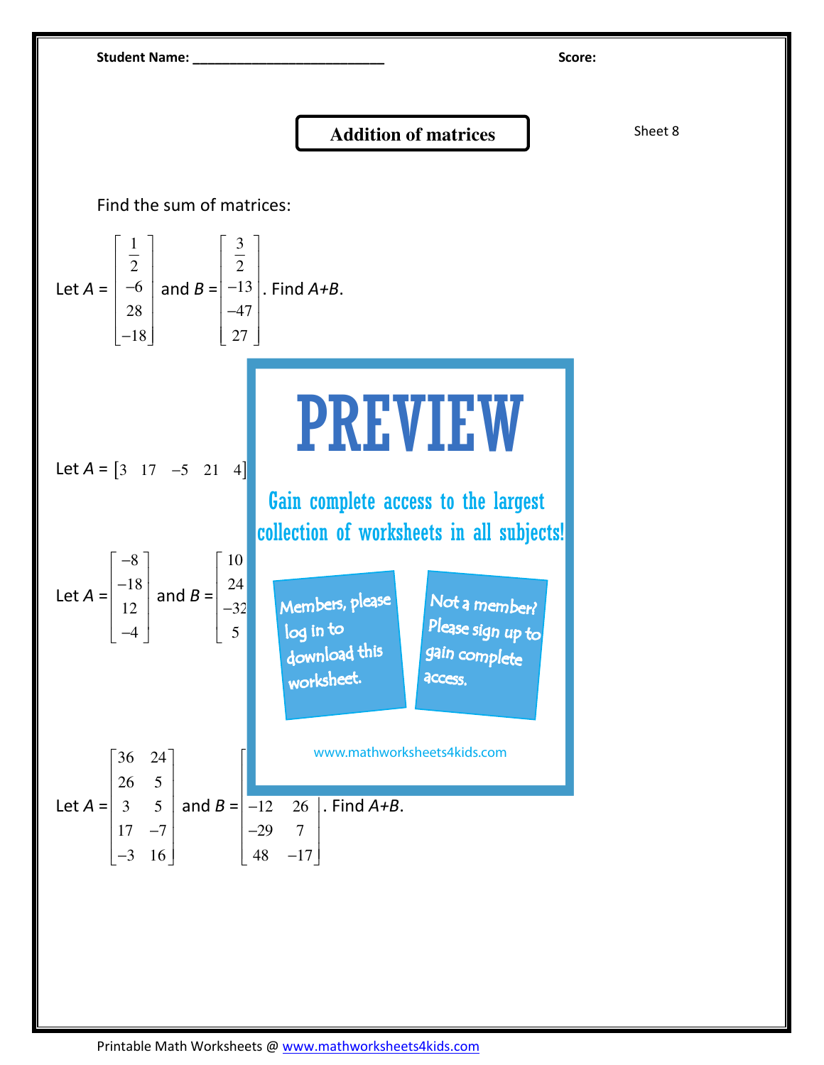Student Name: ___________________________ Score:

# Addition of matrices

Sheet 8

Find the sum of matrices:

Let $A = \begin{bmatrix} \frac{1}{2} \\ -6 \\ 28 \\ -18 \end{bmatrix}$ and $B = \begin{bmatrix} \frac{3}{2} \\ -13 \\ -47 \\ 27 \end{bmatrix}$. Find $A+B$.

PREVIEW

Gain complete access to the largest collection of worksheets in all subjects!

Members, please log in to download this worksheet.

Not a member? Please sign up to gain complete access.

www.mathworksheets4kids.com

Let $A = \begin{bmatrix} 3 & 17 & -5 & 21 & 4 \end{bmatrix}$

Let $A = \begin{bmatrix} -8 \\ -18 \\ 12 \\ -4 \end{bmatrix}$ and $B = \begin{bmatrix} 10 \\ 24 \\ -32 \\ 5 \end{bmatrix}$

Let $A = \begin{bmatrix} 36 & 24 \\ 26 & 5 \\ 3 & 5 \\ 17 & -7 \\ -3 & 16 \end{bmatrix}$ and $B = \begin{bmatrix} & \\ & \\ -12 & 26 \\ -29 & 7 \\ 48 & -17 \end{bmatrix}$. Find $A+B$.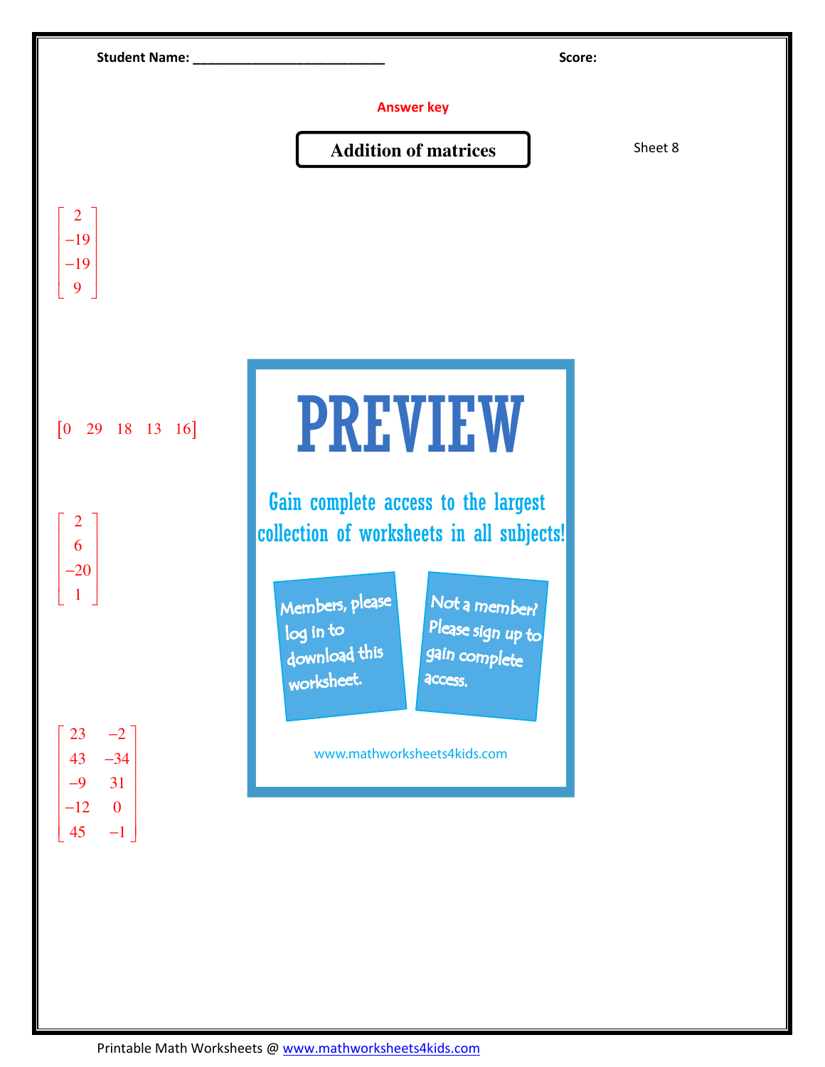Student Name: ___________________________ Score:

Answer key

# Addition of matrices

Sheet 8

$$\begin{bmatrix} 2 \\ -19 \\ -19 \\ 9 \end{bmatrix}$$

$$\begin{bmatrix} 0 & 29 & 18 & 13 & 16 \end{bmatrix}$$

$$\begin{bmatrix} 2 \\ 6 \\ -20 \\ 1 \end{bmatrix}$$

$$\begin{bmatrix} 23 & -2 \\ 43 & -34 \\ -9 & 31 \\ -12 & 0 \\ 45 & -1 \end{bmatrix}$$

PREVIEW

Gain complete access to the largest collection of worksheets in all subjects!

Members, please log in to download this worksheet.

Not a member? Please sign up to gain complete access.

www.mathworksheets4kids.com

Printable Math Worksheets @ www.mathworksheets4kids.com